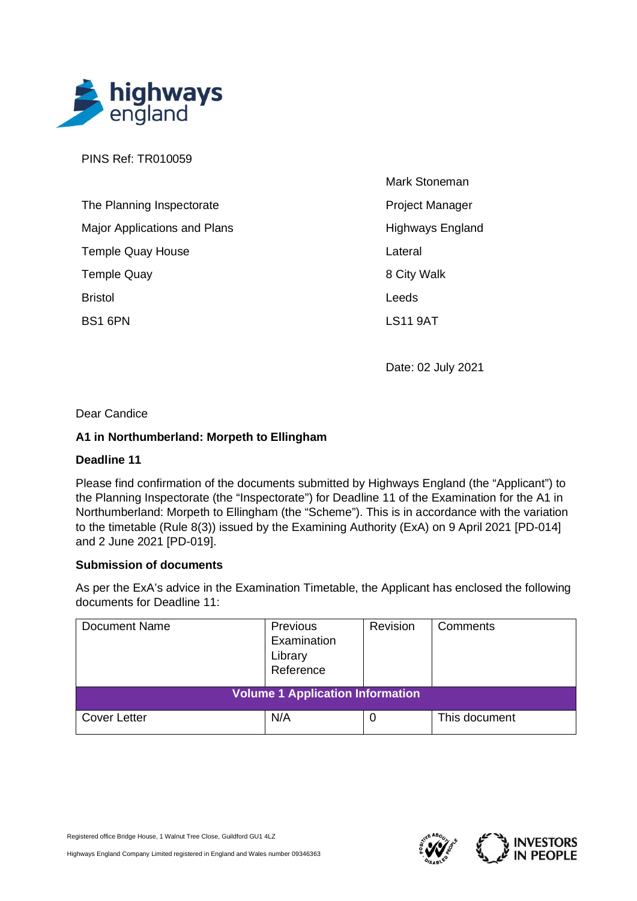PINS Ref: TR010059

The Planning Inspectorate
Major Applications and Plans
Temple Quay House
Temple Quay
Bristol
BS1 6PN

Mark Stoneman
Project Manager
Highways England
Lateral
8 City Walk
Leeds
LS11 9AT

Date: 02 July 2021

Dear Candice

**A1 in Northumberland: Morpeth to Ellingham**

**Deadline 11**

Please find confirmation of the documents submitted by Highways England (the "Applicant") to the Planning Inspectorate (the "Inspectorate") for Deadline 11 of the Examination for the A1 in Northumberland: Morpeth to Ellingham (the "Scheme"). This is in accordance with the variation to the timetable (Rule 8(3)) issued by the Examining Authority (ExA) on 9 April 2021 [PD-014] and 2 June 2021 [PD-019].

**Submission of documents**

As per the ExA's advice in the Examination Timetable, the Applicant has enclosed the following documents for Deadline 11:

| Document Name | Previous Examination Library Reference | Revision | Comments |
|---|---|---|---|
| **Volume 1 Application Information** | | | |
| Cover Letter | N/A | 0 | This document |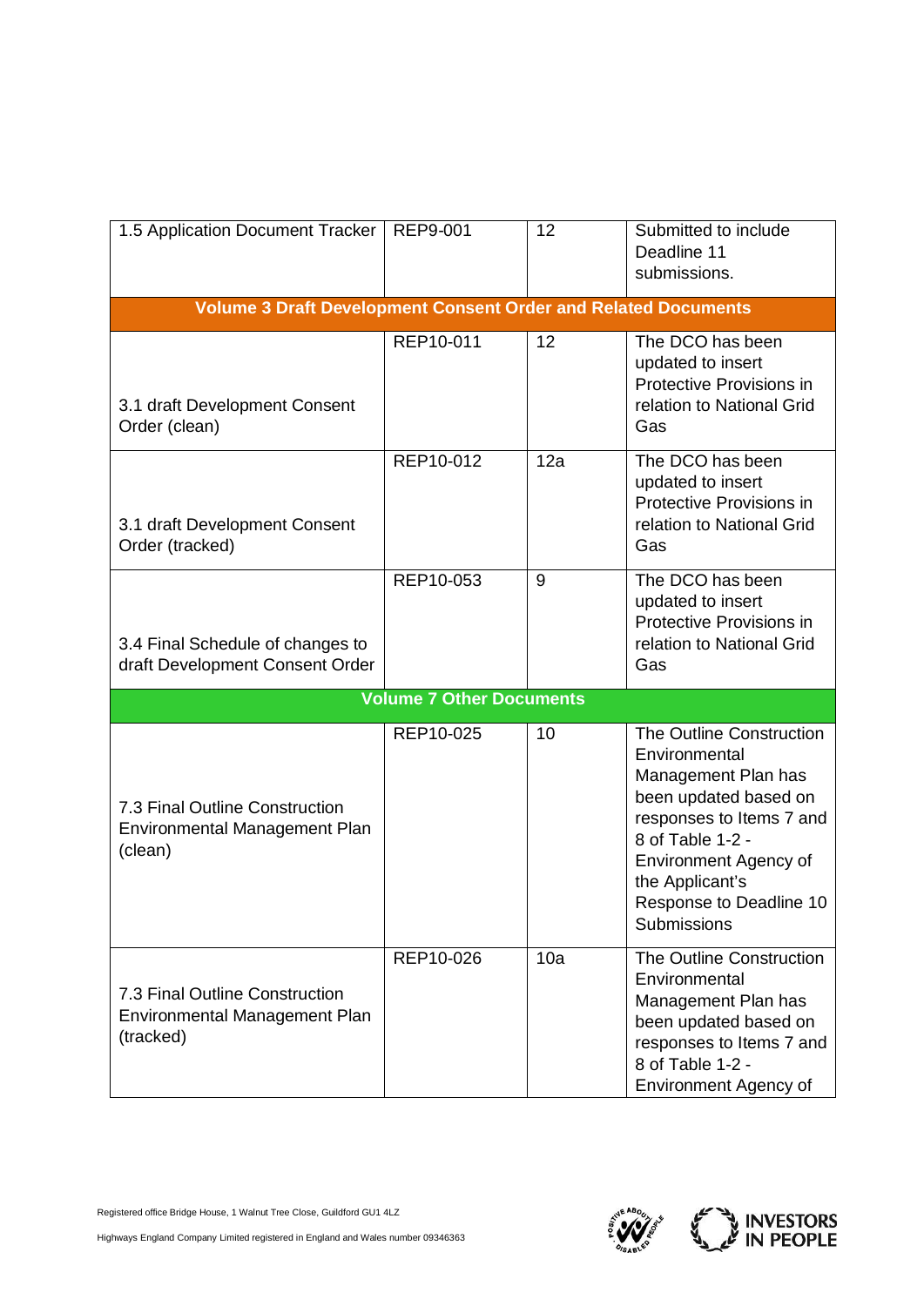| | | | |
|---|---|---|---|
| 1.5 Application Document Tracker | REP9-001 | 12 | Submitted to include Deadline 11 submissions. |
| **Volume 3 Draft Development Consent Order and Related Documents** | | | |
| 3.1 draft Development Consent Order (clean) | REP10-011 | 12 | The DCO has been updated to insert Protective Provisions in relation to National Grid Gas |
| 3.1 draft Development Consent Order (tracked) | REP10-012 | 12a | The DCO has been updated to insert Protective Provisions in relation to National Grid Gas |
| 3.4 Final Schedule of changes to draft Development Consent Order | REP10-053 | 9 | The DCO has been updated to insert Protective Provisions in relation to National Grid Gas |
| **Volume 7 Other Documents** | | | |
| 7.3 Final Outline Construction Environmental Management Plan (clean) | REP10-025 | 10 | The Outline Construction Environmental Management Plan has been updated based on responses to Items 7 and 8 of Table 1-2 - Environment Agency of the Applicant's Response to Deadline 10 Submissions |
| 7.3 Final Outline Construction Environmental Management Plan (tracked) | REP10-026 | 10a | The Outline Construction Environmental Management Plan has been updated based on responses to Items 7 and 8 of Table 1-2 - Environment Agency of |

Registered office Bridge House, 1 Walnut Tree Close, Guildford GU1 4LZ

Highways England Company Limited registered in England and Wales number 09346363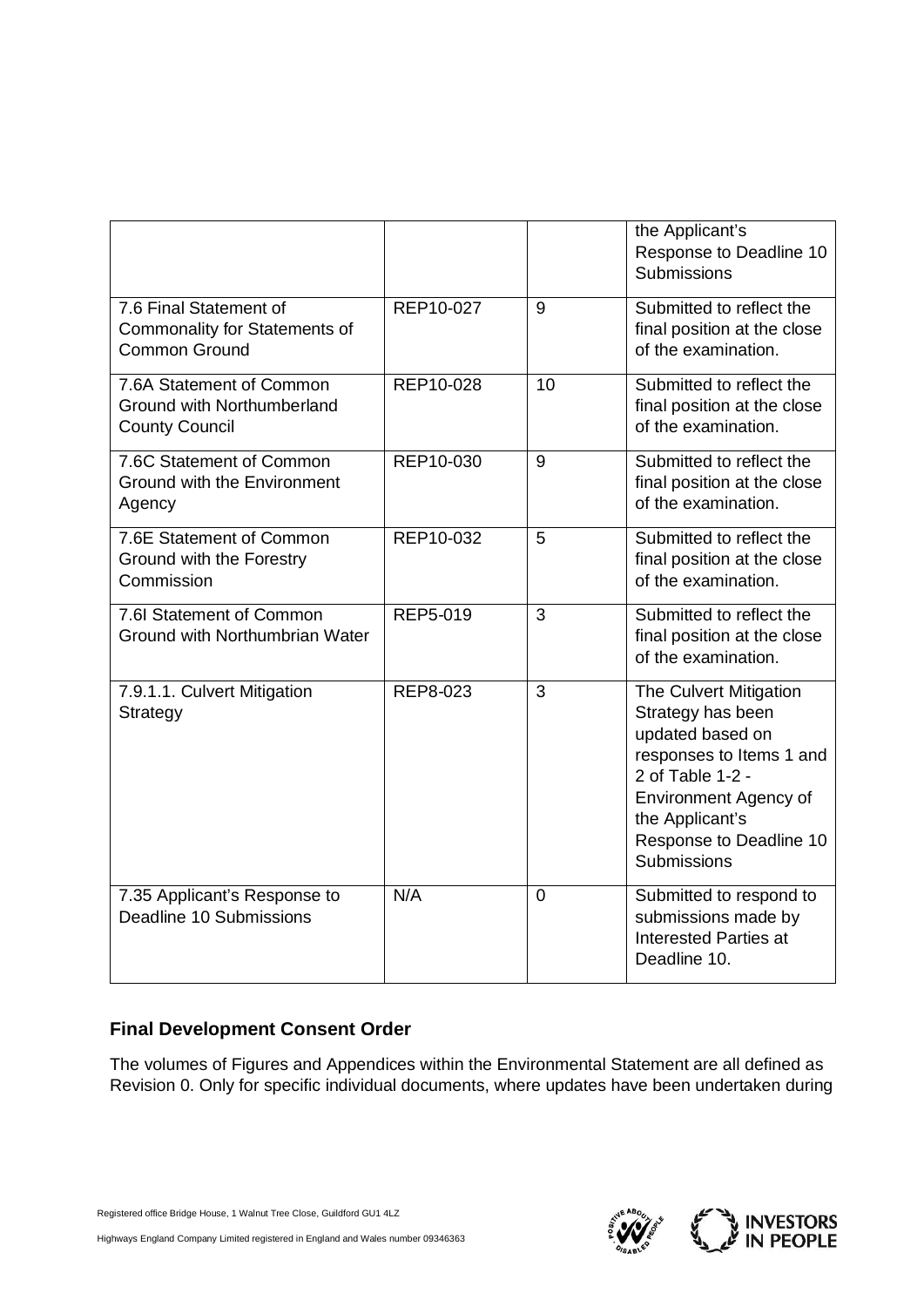|  |  |  | the Applicant's Response to Deadline 10 Submissions |
| --- | --- | --- | --- |
| 7.6 Final Statement of Commonality for Statements of Common Ground | REP10-027 | 9 | Submitted to reflect the final position at the close of the examination. |
| 7.6A Statement of Common Ground with Northumberland County Council | REP10-028 | 10 | Submitted to reflect the final position at the close of the examination. |
| 7.6C Statement of Common Ground with the Environment Agency | REP10-030 | 9 | Submitted to reflect the final position at the close of the examination. |
| 7.6E Statement of Common Ground with the Forestry Commission | REP10-032 | 5 | Submitted to reflect the final position at the close of the examination. |
| 7.6I Statement of Common Ground with Northumbrian Water | REP5-019 | 3 | Submitted to reflect the final position at the close of the examination. |
| 7.9.1.1. Culvert Mitigation Strategy | REP8-023 | 3 | The Culvert Mitigation Strategy has been updated based on responses to Items 1 and 2 of Table 1-2 - Environment Agency of the Applicant's Response to Deadline 10 Submissions |
| 7.35 Applicant's Response to Deadline 10 Submissions | N/A | 0 | Submitted to respond to submissions made by Interested Parties at Deadline 10. |

**Final Development Consent Order**

The volumes of Figures and Appendices within the Environmental Statement are all defined as Revision 0. Only for specific individual documents, where updates have been undertaken during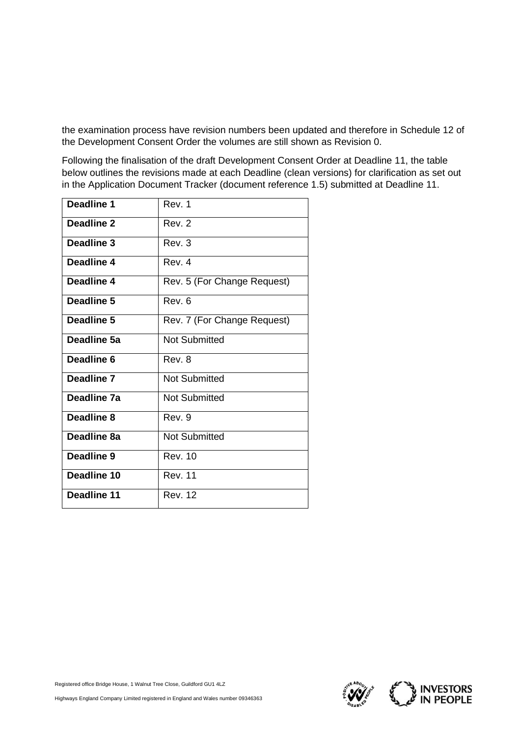the examination process have revision numbers been updated and therefore in Schedule 12 of the Development Consent Order the volumes are still shown as Revision 0.

Following the finalisation of the draft Development Consent Order at Deadline 11, the table below outlines the revisions made at each Deadline (clean versions) for clarification as set out in the Application Document Tracker (document reference 1.5) submitted at Deadline 11.

| **Deadline 1** | Rev. 1 |
|---|---|
| **Deadline 2** | Rev. 2 |
| **Deadline 3** | Rev. 3 |
| **Deadline 4** | Rev. 4 |
| **Deadline 4** | Rev. 5 (For Change Request) |
| **Deadline 5** | Rev. 6 |
| **Deadline 5** | Rev. 7 (For Change Request) |
| **Deadline 5a** | Not Submitted |
| **Deadline 6** | Rev. 8 |
| **Deadline 7** | Not Submitted |
| **Deadline 7a** | Not Submitted |
| **Deadline 8** | Rev. 9 |
| **Deadline 8a** | Not Submitted |
| **Deadline 9** | Rev. 10 |
| **Deadline 10** | Rev. 11 |
| **Deadline 11** | Rev. 12 |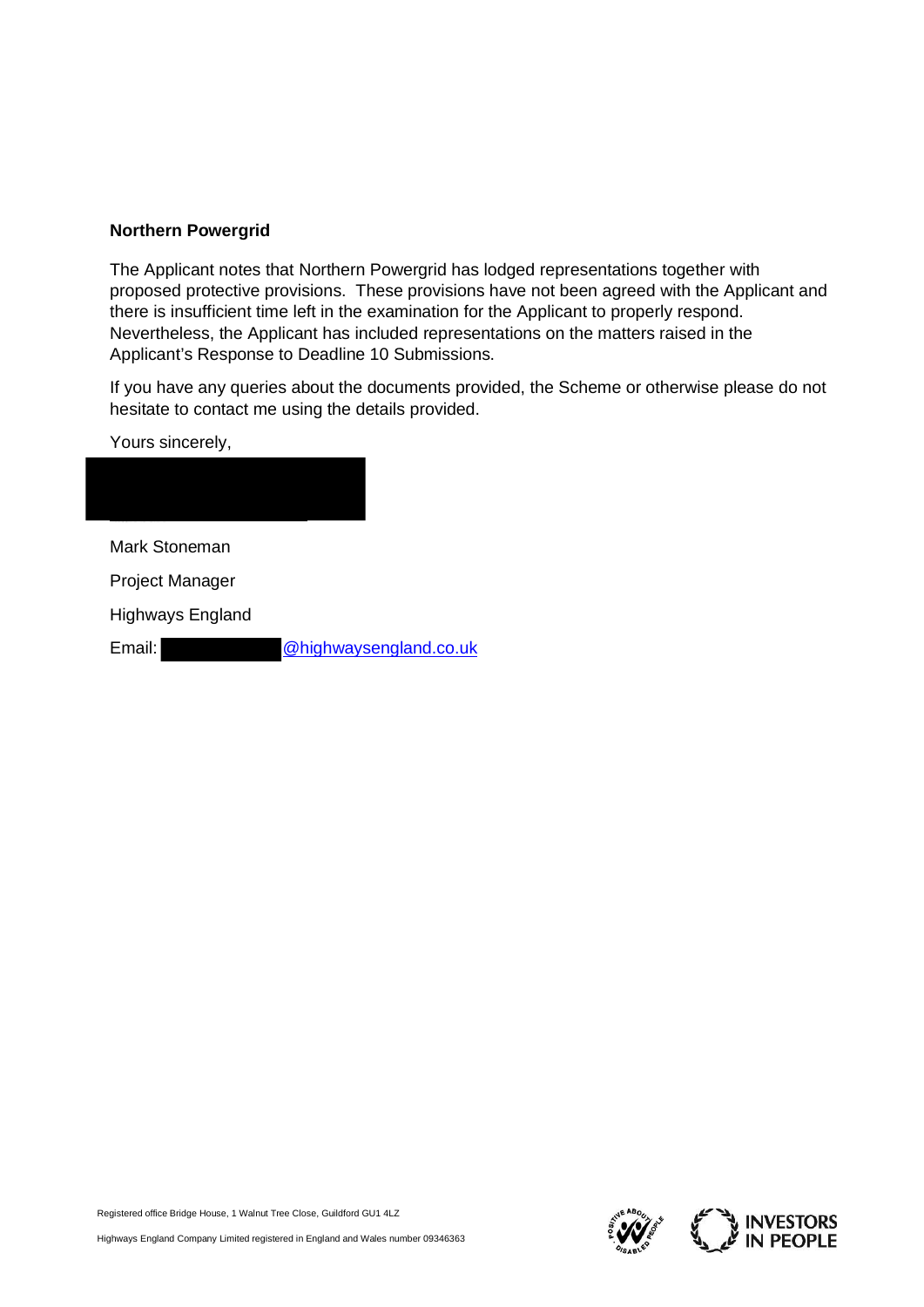**Northern Powergrid**

The Applicant notes that Northern Powergrid has lodged representations together with proposed protective provisions. These provisions have not been agreed with the Applicant and there is insufficient time left in the examination for the Applicant to properly respond. Nevertheless, the Applicant has included representations on the matters raised in the Applicant's Response to Deadline 10 Submissions.

If you have any queries about the documents provided, the Scheme or otherwise please do not hesitate to contact me using the details provided.

Yours sincerely,

Mark Stoneman

Project Manager

Highways England

Email: @highwaysengland.co.uk

Registered office Bridge House, 1 Walnut Tree Close, Guildford GU1 4LZ

Highways England Company Limited registered in England and Wales number 09346363